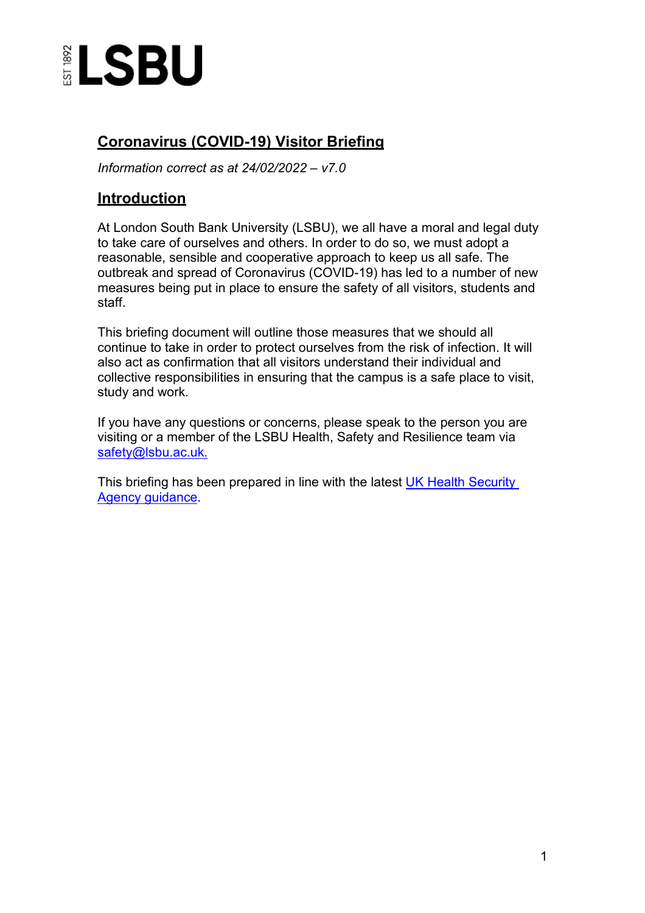EST 1892 **LSBU**

# Coronavirus (COVID-19) Visitor Briefing

*Information correct as at 24/02/2022 – v7.0*

## Introduction

At London South Bank University (LSBU), we all have a moral and legal duty to take care of ourselves and others. In order to do so, we must adopt a reasonable, sensible and cooperative approach to keep us all safe. The outbreak and spread of Coronavirus (COVID-19) has led to a number of new measures being put in place to ensure the safety of all visitors, students and staff.

This briefing document will outline those measures that we should all continue to take in order to protect ourselves from the risk of infection. It will also act as confirmation that all visitors understand their individual and collective responsibilities in ensuring that the campus is a safe place to visit, study and work.

If you have any questions or concerns, please speak to the person you are visiting or a member of the LSBU Health, Safety and Resilience team via safety@lsbu.ac.uk.

This briefing has been prepared in line with the latest UK Health Security Agency guidance.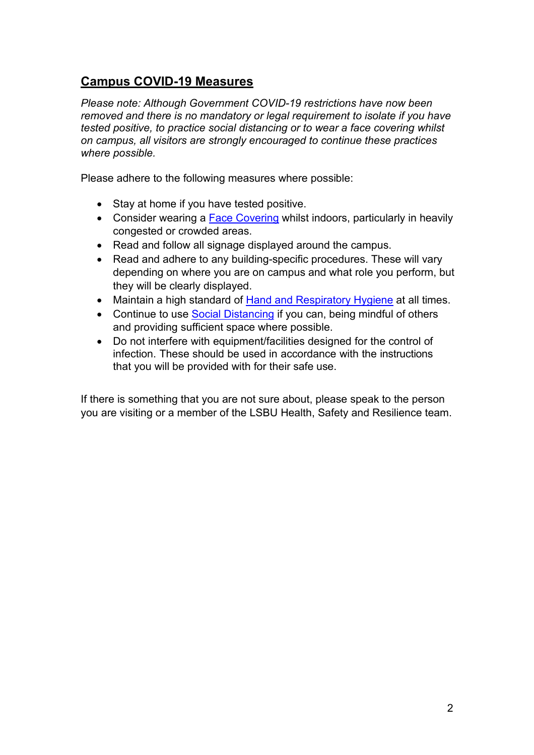## Campus COVID-19 Measures

*Please note: Although Government COVID-19 restrictions have now been removed and there is no mandatory or legal requirement to isolate if you have tested positive, to practice social distancing or to wear a face covering whilst on campus, all visitors are strongly encouraged to continue these practices where possible.*

Please adhere to the following measures where possible:

- Stay at home if you have tested positive.
- Consider wearing a Face Covering whilst indoors, particularly in heavily congested or crowded areas.
- Read and follow all signage displayed around the campus.
- Read and adhere to any building-specific procedures. These will vary depending on where you are on campus and what role you perform, but they will be clearly displayed.
- Maintain a high standard of Hand and Respiratory Hygiene at all times.
- Continue to use Social Distancing if you can, being mindful of others and providing sufficient space where possible.
- Do not interfere with equipment/facilities designed for the control of infection. These should be used in accordance with the instructions that you will be provided with for their safe use.

If there is something that you are not sure about, please speak to the person you are visiting or a member of the LSBU Health, Safety and Resilience team.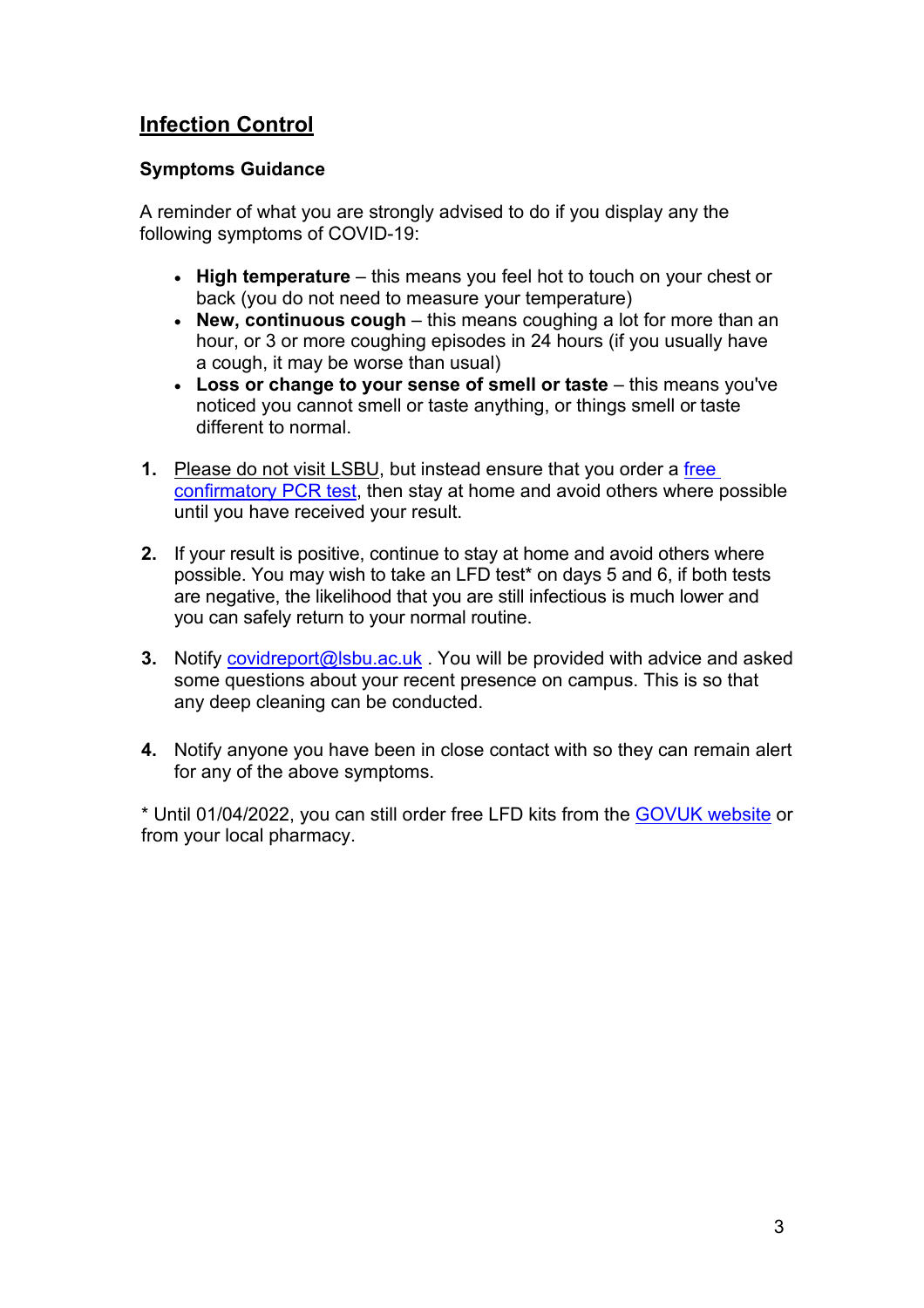## Infection Control

### Symptoms Guidance

A reminder of what you are strongly advised to do if you display any the following symptoms of COVID-19:

- **High temperature** – this means you feel hot to touch on your chest or back (you do not need to measure your temperature)
- **New, continuous cough** – this means coughing a lot for more than an hour, or 3 or more coughing episodes in 24 hours (if you usually have a cough, it may be worse than usual)
- **Loss or change to your sense of smell or taste** – this means you've noticed you cannot smell or taste anything, or things smell or taste different to normal.

1. Please do not visit LSBU, but instead ensure that you order a free confirmatory PCR test, then stay at home and avoid others where possible until you have received your result.

2. If your result is positive, continue to stay at home and avoid others where possible. You may wish to take an LFD test* on days 5 and 6, if both tests are negative, the likelihood that you are still infectious is much lower and you can safely return to your normal routine.

3. Notify covidreport@lsbu.ac.uk . You will be provided with advice and asked some questions about your recent presence on campus. This is so that any deep cleaning can be conducted.

4. Notify anyone you have been in close contact with so they can remain alert for any of the above symptoms.

* Until 01/04/2022, you can still order free LFD kits from the GOVUK website or from your local pharmacy.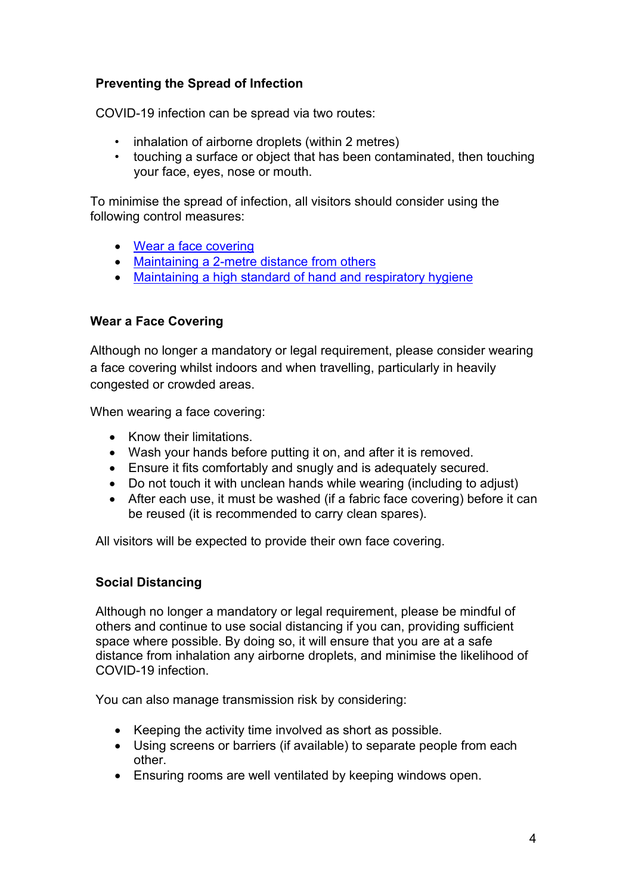**Preventing the Spread of Infection**

COVID-19 infection can be spread via two routes:

- inhalation of airborne droplets (within 2 metres)
- touching a surface or object that has been contaminated, then touching your face, eyes, nose or mouth.

To minimise the spread of infection, all visitors should consider using the following control measures:

- Wear a face covering
- Maintaining a 2-metre distance from others
- Maintaining a high standard of hand and respiratory hygiene

**Wear a Face Covering**

Although no longer a mandatory or legal requirement, please consider wearing a face covering whilst indoors and when travelling, particularly in heavily congested or crowded areas.

When wearing a face covering:

- Know their limitations.
- Wash your hands before putting it on, and after it is removed.
- Ensure it fits comfortably and snugly and is adequately secured.
- Do not touch it with unclean hands while wearing (including to adjust)
- After each use, it must be washed (if a fabric face covering) before it can be reused (it is recommended to carry clean spares).

All visitors will be expected to provide their own face covering.

**Social Distancing**

Although no longer a mandatory or legal requirement, please be mindful of others and continue to use social distancing if you can, providing sufficient space where possible. By doing so, it will ensure that you are at a safe distance from inhalation any airborne droplets, and minimise the likelihood of COVID-19 infection.

You can also manage transmission risk by considering:

- Keeping the activity time involved as short as possible.
- Using screens or barriers (if available) to separate people from each other.
- Ensuring rooms are well ventilated by keeping windows open.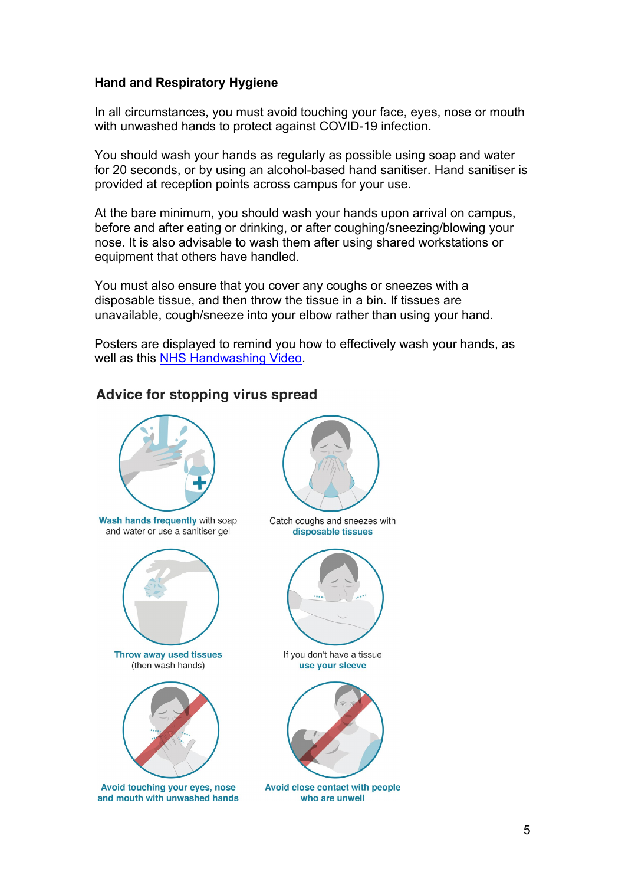**Hand and Respiratory Hygiene**

In all circumstances, you must avoid touching your face, eyes, nose or mouth with unwashed hands to protect against COVID-19 infection.

You should wash your hands as regularly as possible using soap and water for 20 seconds, or by using an alcohol-based hand sanitiser. Hand sanitiser is provided at reception points across campus for your use.

At the bare minimum, you should wash your hands upon arrival on campus, before and after eating or drinking, or after coughing/sneezing/blowing your nose. It is also advisable to wash them after using shared workstations or equipment that others have handled.

You must also ensure that you cover any coughs or sneezes with a disposable tissue, and then throw the tissue in a bin. If tissues are unavailable, cough/sneeze into your elbow rather than using your hand.

Posters are displayed to remind you how to effectively wash your hands, as well as this [NHS Handwashing Video](NHS Handwashing Video).

## Advice for stopping virus spread

**Wash hands frequently** with soap and water or use a sanitiser gel

Catch coughs and sneezes with **disposable tissues**

**Throw away used tissues** (then wash hands)

If you don't have a tissue **use your sleeve**

**Avoid touching your eyes, nose and mouth with unwashed hands**

**Avoid close contact with people who are unwell**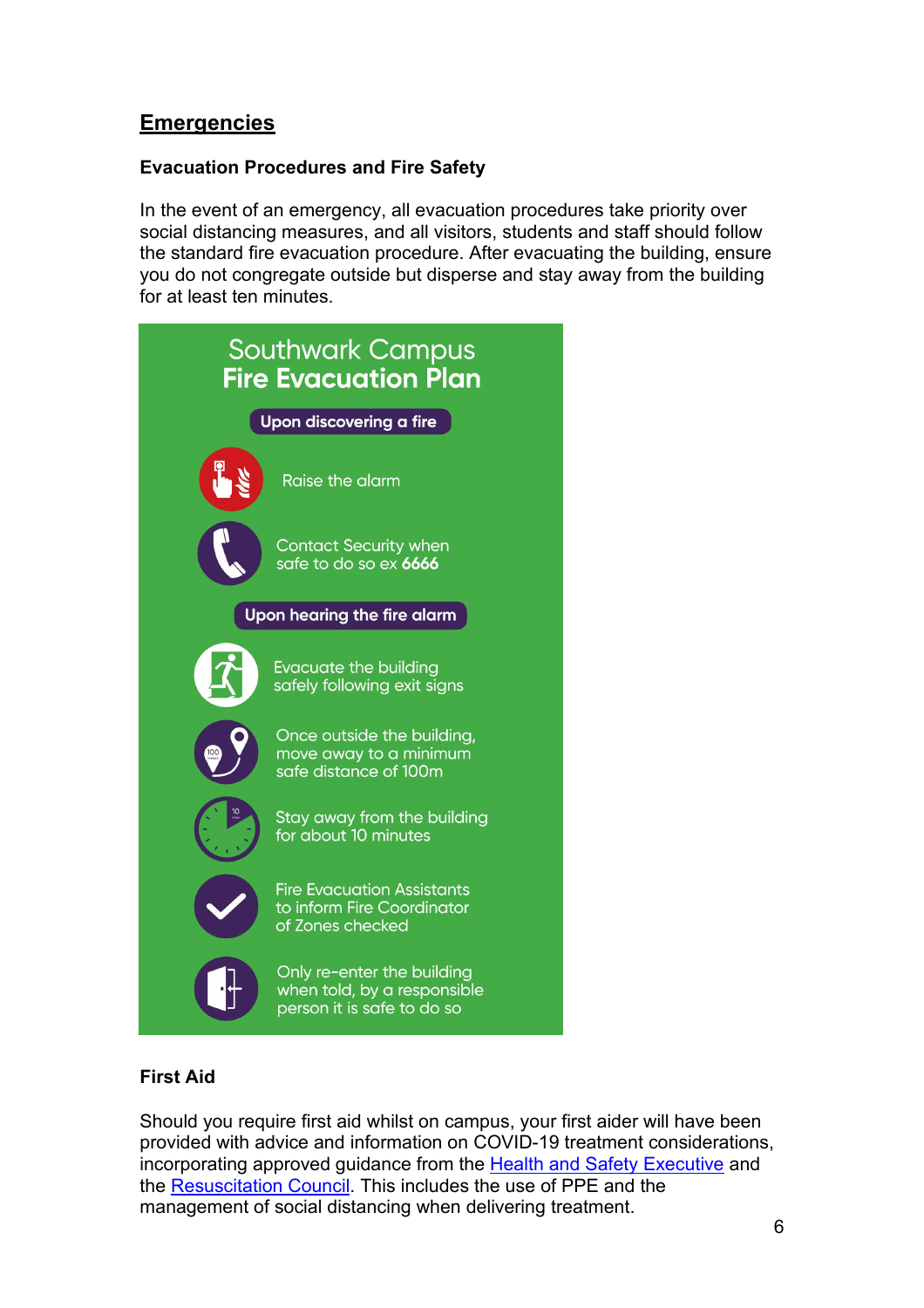## Emergencies

### Evacuation Procedures and Fire Safety

In the event of an emergency, all evacuation procedures take priority over social distancing measures, and all visitors, students and staff should follow the standard fire evacuation procedure. After evacuating the building, ensure you do not congregate outside but disperse and stay away from the building for at least ten minutes.

Southwark Campus
**Fire Evacuation Plan**

**Upon discovering a fire**

- Raise the alarm
- Contact Security when safe to do so ex ***6666***

**Upon hearing the fire alarm**

- Evacuate the building safely following exit signs
- Once outside the building, move away to a minimum safe distance of 100m
- Stay away from the building for about 10 minutes
- Fire Evacuation Assistants to inform Fire Coordinator of Zones checked
- Only re-enter the building when told, by a responsible person it is safe to do so

### First Aid

Should you require first aid whilst on campus, your first aider will have been provided with advice and information on COVID-19 treatment considerations, incorporating approved guidance from the Health and Safety Executive and the Resuscitation Council. This includes the use of PPE and the management of social distancing when delivering treatment.